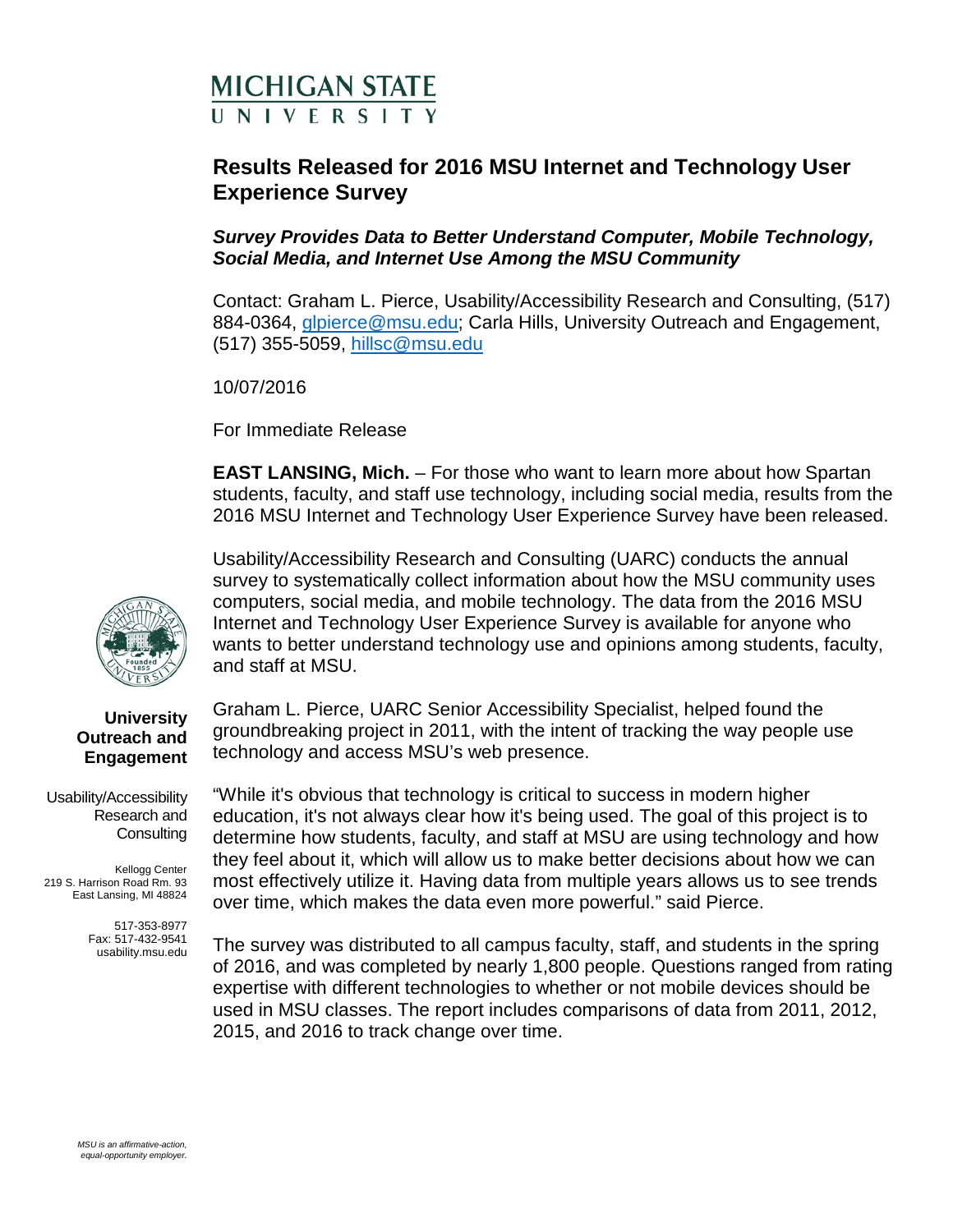MICHIGAN STATE UNIVERSITY

# Results Released for 2016 MSU Internet and Technology User Experience Survey

***Survey Provides Data to Better Understand Computer, Mobile Technology, Social Media, and Internet Use Among the MSU Community***

Contact: Graham L. Pierce, Usability/Accessibility Research and Consulting, (517) 884-0364, glpierce@msu.edu; Carla Hills, University Outreach and Engagement, (517) 355-5059, hillsc@msu.edu

10/07/2016

For Immediate Release

**EAST LANSING, Mich.** – For those who want to learn more about how Spartan students, faculty, and staff use technology, including social media, results from the 2016 MSU Internet and Technology User Experience Survey have been released.

Usability/Accessibility Research and Consulting (UARC) conducts the annual survey to systematically collect information about how the MSU community uses computers, social media, and mobile technology. The data from the 2016 MSU Internet and Technology User Experience Survey is available for anyone who wants to better understand technology use and opinions among students, faculty, and staff at MSU.

Graham L. Pierce, UARC Senior Accessibility Specialist, helped found the groundbreaking project in 2011, with the intent of tracking the way people use technology and access MSU's web presence.

"While it's obvious that technology is critical to success in modern higher education, it's not always clear how it's being used. The goal of this project is to determine how students, faculty, and staff at MSU are using technology and how they feel about it, which will allow us to make better decisions about how we can most effectively utilize it. Having data from multiple years allows us to see trends over time, which makes the data even more powerful." said Pierce.

The survey was distributed to all campus faculty, staff, and students in the spring of 2016, and was completed by nearly 1,800 people. Questions ranged from rating expertise with different technologies to whether or not mobile devices should be used in MSU classes. The report includes comparisons of data from 2011, 2012, 2015, and 2016 to track change over time.

**University Outreach and Engagement**

Usability/Accessibility Research and Consulting

Kellogg Center
219 S. Harrison Road Rm. 93
East Lansing, MI 48824

517-353-8977
Fax: 517-432-9541
usability.msu.edu

*MSU is an affirmative-action, equal-opportunity employer.*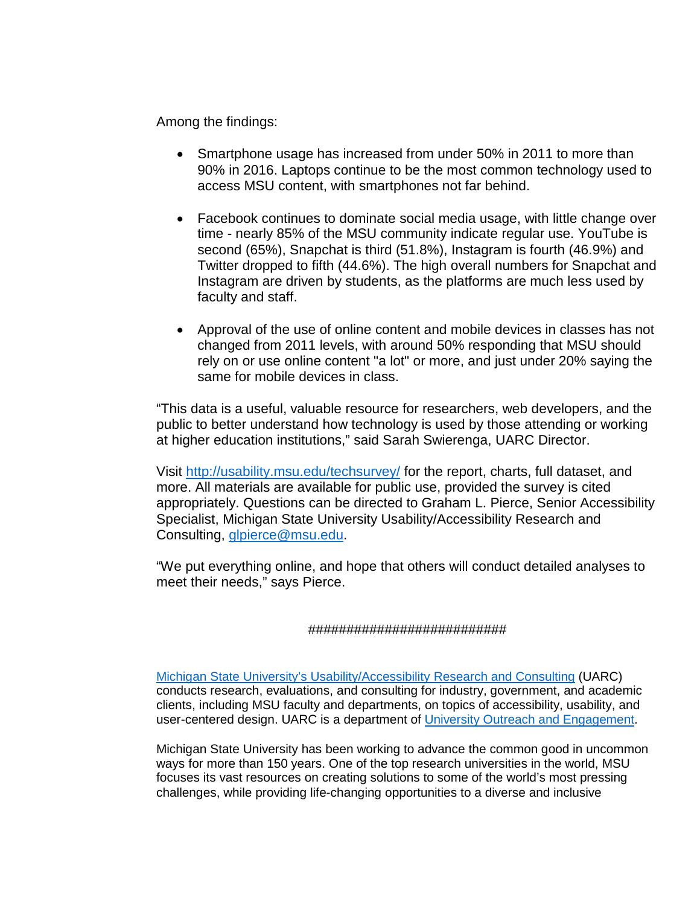Among the findings:

- Smartphone usage has increased from under 50% in 2011 to more than 90% in 2016. Laptops continue to be the most common technology used to access MSU content, with smartphones not far behind.

- Facebook continues to dominate social media usage, with little change over time - nearly 85% of the MSU community indicate regular use. YouTube is second (65%), Snapchat is third (51.8%), Instagram is fourth (46.9%) and Twitter dropped to fifth (44.6%). The high overall numbers for Snapchat and Instagram are driven by students, as the platforms are much less used by faculty and staff.

- Approval of the use of online content and mobile devices in classes has not changed from 2011 levels, with around 50% responding that MSU should rely on or use online content "a lot" or more, and just under 20% saying the same for mobile devices in class.

“This data is a useful, valuable resource for researchers, web developers, and the public to better understand how technology is used by those attending or working at higher education institutions,” said Sarah Swierenga, UARC Director.

Visit [http://usability.msu.edu/techsurvey/](http://usability.msu.edu/techsurvey/) for the report, charts, full dataset, and more. All materials are available for public use, provided the survey is cited appropriately. Questions can be directed to Graham L. Pierce, Senior Accessibility Specialist, Michigan State University Usability/Accessibility Research and Consulting, [glpierce@msu.edu](mailto:glpierce@msu.edu).

“We put everything online, and hope that others will conduct detailed analyses to meet their needs,” says Pierce.

##########################

[Michigan State University’s Usability/Accessibility Research and Consulting](#) (UARC) conducts research, evaluations, and consulting for industry, government, and academic clients, including MSU faculty and departments, on topics of accessibility, usability, and user-centered design. UARC is a department of [University Outreach and Engagement](#).

Michigan State University has been working to advance the common good in uncommon ways for more than 150 years. One of the top research universities in the world, MSU focuses its vast resources on creating solutions to some of the world’s most pressing challenges, while providing life-changing opportunities to a diverse and inclusive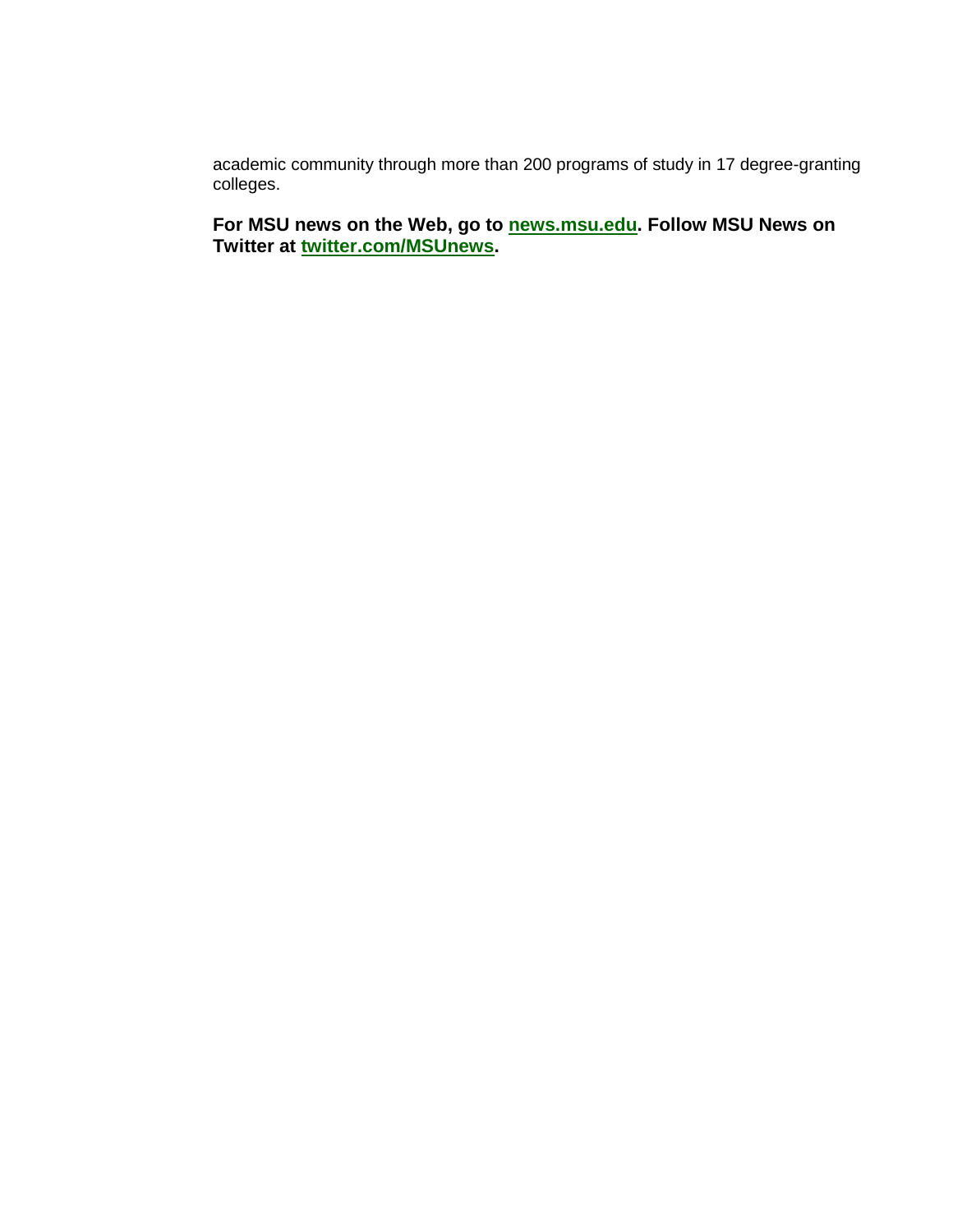academic community through more than 200 programs of study in 17 degree-granting colleges.

**For MSU news on the Web, go to news.msu.edu. Follow MSU News on Twitter at twitter.com/MSUnews.**